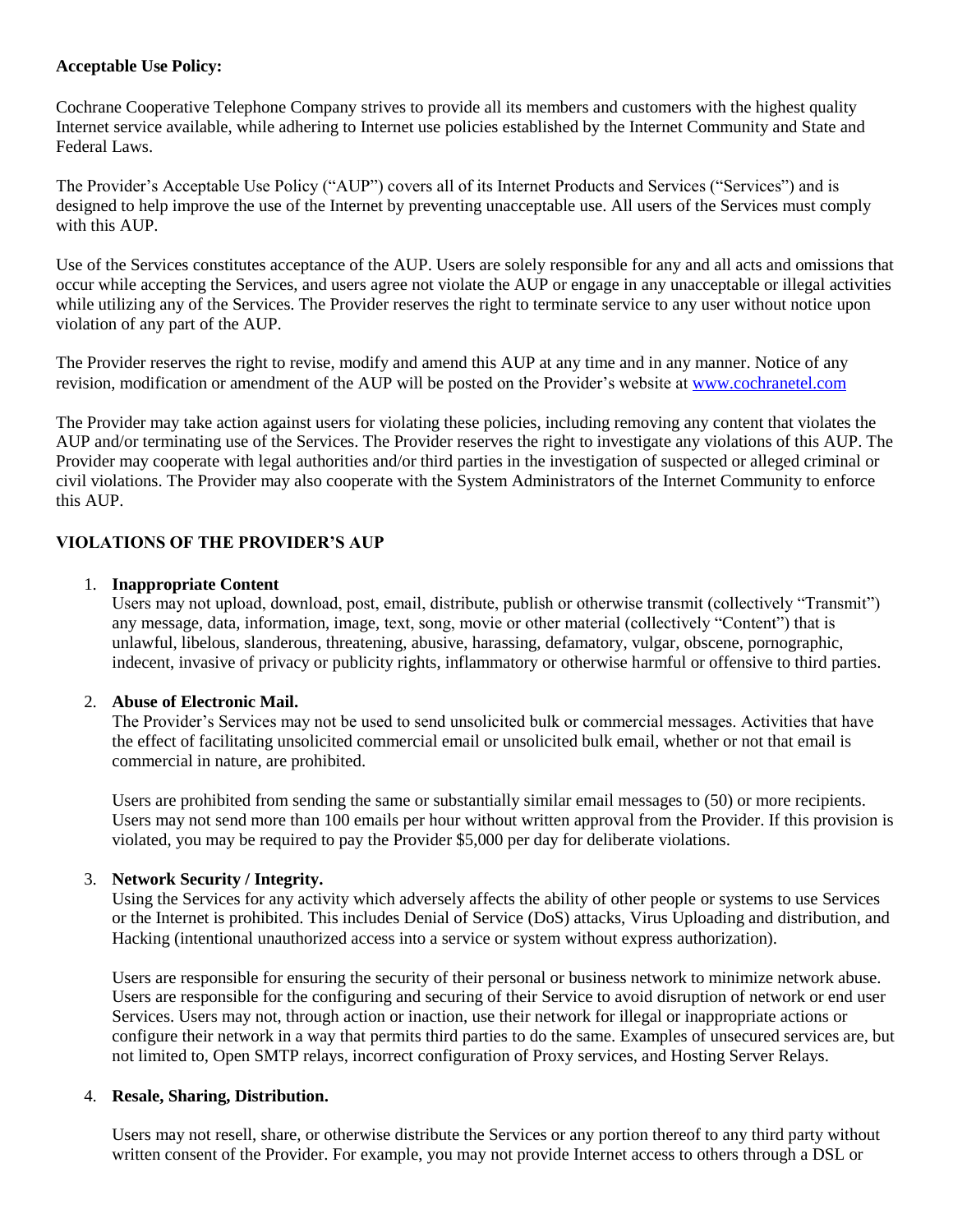**Acceptable Use Policy:**

Cochrane Cooperative Telephone Company strives to provide all its members and customers with the highest quality Internet service available, while adhering to Internet use policies established by the Internet Community and State and Federal Laws.

The Provider's Acceptable Use Policy ("AUP") covers all of its Internet Products and Services ("Services") and is designed to help improve the use of the Internet by preventing unacceptable use. All users of the Services must comply with this AUP.

Use of the Services constitutes acceptance of the AUP. Users are solely responsible for any and all acts and omissions that occur while accepting the Services, and users agree not violate the AUP or engage in any unacceptable or illegal activities while utilizing any of the Services. The Provider reserves the right to terminate service to any user without notice upon violation of any part of the AUP.

The Provider reserves the right to revise, modify and amend this AUP at any time and in any manner. Notice of any revision, modification or amendment of the AUP will be posted on the Provider's website at [www.cochranetel.com](www.cochranetel.com)

The Provider may take action against users for violating these policies, including removing any content that violates the AUP and/or terminating use of the Services. The Provider reserves the right to investigate any violations of this AUP. The Provider may cooperate with legal authorities and/or third parties in the investigation of suspected or alleged criminal or civil violations. The Provider may also cooperate with the System Administrators of the Internet Community to enforce this AUP.

**VIOLATIONS OF THE PROVIDER'S AUP**

1. **Inappropriate Content**
   Users may not upload, download, post, email, distribute, publish or otherwise transmit (collectively "Transmit") any message, data, information, image, text, song, movie or other material (collectively "Content") that is unlawful, libelous, slanderous, threatening, abusive, harassing, defamatory, vulgar, obscene, pornographic, indecent, invasive of privacy or publicity rights, inflammatory or otherwise harmful or offensive to third parties.

2. **Abuse of Electronic Mail.**
   The Provider's Services may not be used to send unsolicited bulk or commercial messages. Activities that have the effect of facilitating unsolicited commercial email or unsolicited bulk email, whether or not that email is commercial in nature, are prohibited.

   Users are prohibited from sending the same or substantially similar email messages to (50) or more recipients. Users may not send more than 100 emails per hour without written approval from the Provider. If this provision is violated, you may be required to pay the Provider $5,000 per day for deliberate violations.

3. **Network Security / Integrity.**
   Using the Services for any activity which adversely affects the ability of other people or systems to use Services or the Internet is prohibited. This includes Denial of Service (DoS) attacks, Virus Uploading and distribution, and Hacking (intentional unauthorized access into a service or system without express authorization).

   Users are responsible for ensuring the security of their personal or business network to minimize network abuse. Users are responsible for the configuring and securing of their Service to avoid disruption of network or end user Services. Users may not, through action or inaction, use their network for illegal or inappropriate actions or configure their network in a way that permits third parties to do the same. Examples of unsecured services are, but not limited to, Open SMTP relays, incorrect configuration of Proxy services, and Hosting Server Relays.

4. **Resale, Sharing, Distribution.**

   Users may not resell, share, or otherwise distribute the Services or any portion thereof to any third party without written consent of the Provider. For example, you may not provide Internet access to others through a DSL or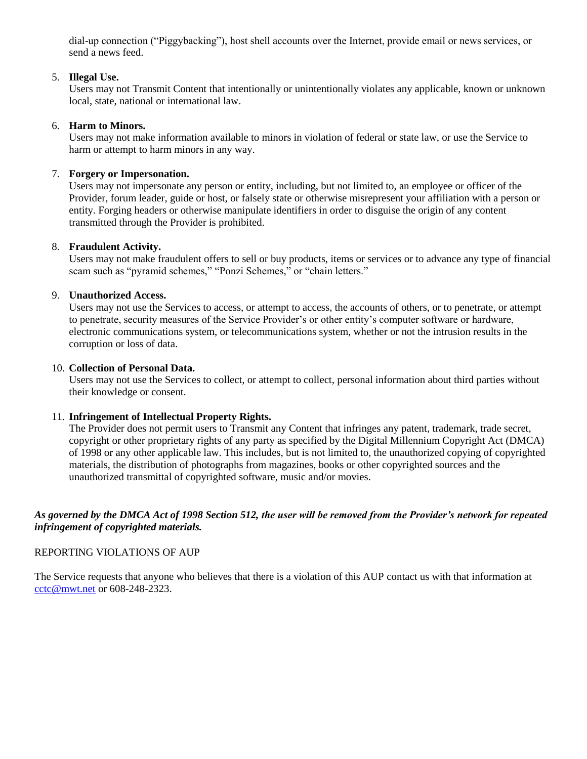dial-up connection ("Piggybacking"), host shell accounts over the Internet, provide email or news services, or send a news feed.

5. **Illegal Use.**
   Users may not Transmit Content that intentionally or unintentionally violates any applicable, known or unknown local, state, national or international law.

6. **Harm to Minors.**
   Users may not make information available to minors in violation of federal or state law, or use the Service to harm or attempt to harm minors in any way.

7. **Forgery or Impersonation.**
   Users may not impersonate any person or entity, including, but not limited to, an employee or officer of the Provider, forum leader, guide or host, or falsely state or otherwise misrepresent your affiliation with a person or entity. Forging headers or otherwise manipulate identifiers in order to disguise the origin of any content transmitted through the Provider is prohibited.

8. **Fraudulent Activity.**
   Users may not make fraudulent offers to sell or buy products, items or services or to advance any type of financial scam such as "pyramid schemes," "Ponzi Schemes," or "chain letters."

9. **Unauthorized Access.**
   Users may not use the Services to access, or attempt to access, the accounts of others, or to penetrate, or attempt to penetrate, security measures of the Service Provider's or other entity's computer software or hardware, electronic communications system, or telecommunications system, whether or not the intrusion results in the corruption or loss of data.

10. **Collection of Personal Data.**
    Users may not use the Services to collect, or attempt to collect, personal information about third parties without their knowledge or consent.

11. **Infringement of Intellectual Property Rights.**
    The Provider does not permit users to Transmit any Content that infringes any patent, trademark, trade secret, copyright or other proprietary rights of any party as specified by the Digital Millennium Copyright Act (DMCA) of 1998 or any other applicable law. This includes, but is not limited to, the unauthorized copying of copyrighted materials, the distribution of photographs from magazines, books or other copyrighted sources and the unauthorized transmittal of copyrighted software, music and/or movies.

***As governed by the DMCA Act of 1998 Section 512, the user will be removed from the Provider's network for repeated infringement of copyrighted materials.***

REPORTING VIOLATIONS OF AUP

The Service requests that anyone who believes that there is a violation of this AUP contact us with that information at cctc@mwt.net or 608-248-2323.